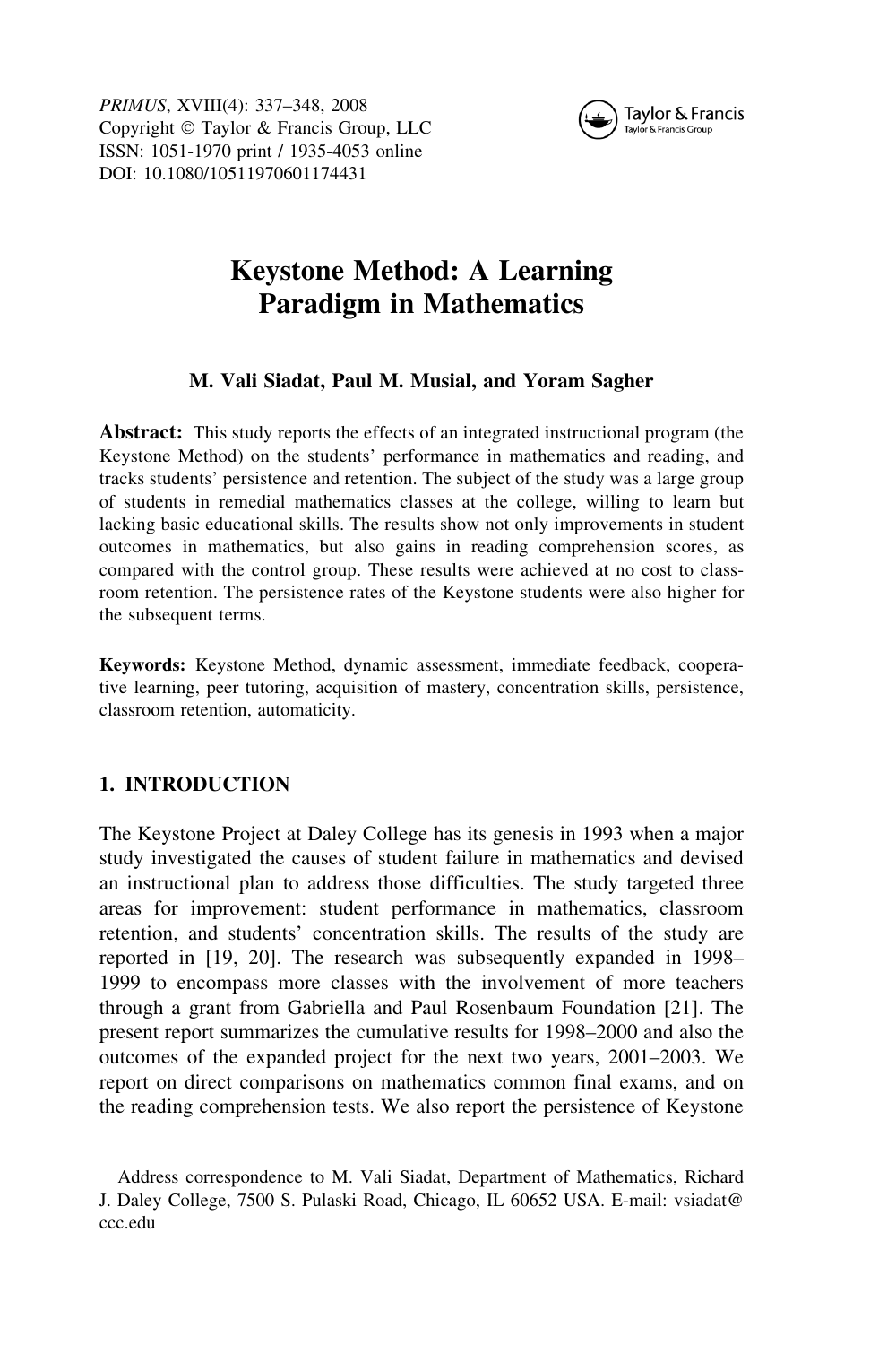# Keystone Method: A Learning Paradigm in Mathematics

**M. Vali Siadat, Paul M. Musial, and Yoram Sagher**

**Abstract:** This study reports the effects of an integrated instructional program (the Keystone Method) on the students' performance in mathematics and reading, and tracks students' persistence and retention. The subject of the study was a large group of students in remedial mathematics classes at the college, willing to learn but lacking basic educational skills. The results show not only improvements in student outcomes in mathematics, but also gains in reading comprehension scores, as compared with the control group. These results were achieved at no cost to classroom retention. The persistence rates of the Keystone students were also higher for the subsequent terms.

**Keywords:** Keystone Method, dynamic assessment, immediate feedback, cooperative learning, peer tutoring, acquisition of mastery, concentration skills, persistence, classroom retention, automaticity.

## 1. INTRODUCTION

The Keystone Project at Daley College has its genesis in 1993 when a major study investigated the causes of student failure in mathematics and devised an instructional plan to address those difficulties. The study targeted three areas for improvement: student performance in mathematics, classroom retention, and students' concentration skills. The results of the study are reported in [19, 20]. The research was subsequently expanded in 1998–1999 to encompass more classes with the involvement of more teachers through a grant from Gabriella and Paul Rosenbaum Foundation [21]. The present report summarizes the cumulative results for 1998–2000 and also the outcomes of the expanded project for the next two years, 2001–2003. We report on direct comparisons on mathematics common final exams, and on the reading comprehension tests. We also report the persistence of Keystone

Address correspondence to M. Vali Siadat, Department of Mathematics, Richard J. Daley College, 7500 S. Pulaski Road, Chicago, IL 60652 USA. E-mail: vsiadat@ccc.edu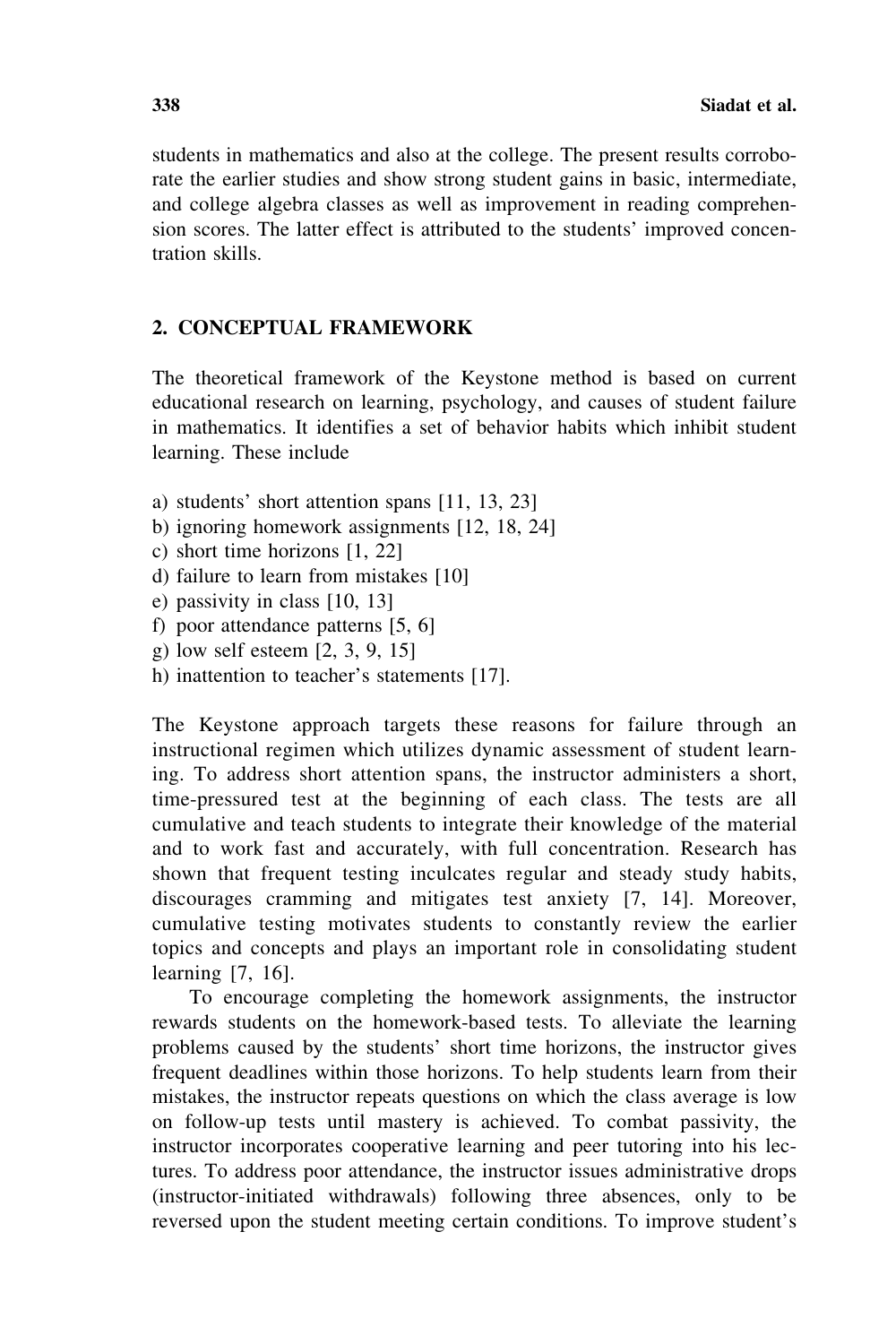students in mathematics and also at the college. The present results corroborate the earlier studies and show strong student gains in basic, intermediate, and college algebra classes as well as improvement in reading comprehension scores. The latter effect is attributed to the students' improved concentration skills.

## 2. CONCEPTUAL FRAMEWORK

The theoretical framework of the Keystone method is based on current educational research on learning, psychology, and causes of student failure in mathematics. It identifies a set of behavior habits which inhibit student learning. These include

a) students' short attention spans [11, 13, 23]
b) ignoring homework assignments [12, 18, 24]
c) short time horizons [1, 22]
d) failure to learn from mistakes [10]
e) passivity in class [10, 13]
f) poor attendance patterns [5, 6]
g) low self esteem [2, 3, 9, 15]
h) inattention to teacher's statements [17].

The Keystone approach targets these reasons for failure through an instructional regimen which utilizes dynamic assessment of student learning. To address short attention spans, the instructor administers a short, time-pressured test at the beginning of each class. The tests are all cumulative and teach students to integrate their knowledge of the material and to work fast and accurately, with full concentration. Research has shown that frequent testing inculcates regular and steady study habits, discourages cramming and mitigates test anxiety [7, 14]. Moreover, cumulative testing motivates students to constantly review the earlier topics and concepts and plays an important role in consolidating student learning [7, 16].

To encourage completing the homework assignments, the instructor rewards students on the homework-based tests. To alleviate the learning problems caused by the students' short time horizons, the instructor gives frequent deadlines within those horizons. To help students learn from their mistakes, the instructor repeats questions on which the class average is low on follow-up tests until mastery is achieved. To combat passivity, the instructor incorporates cooperative learning and peer tutoring into his lectures. To address poor attendance, the instructor issues administrative drops (instructor-initiated withdrawals) following three absences, only to be reversed upon the student meeting certain conditions. To improve student's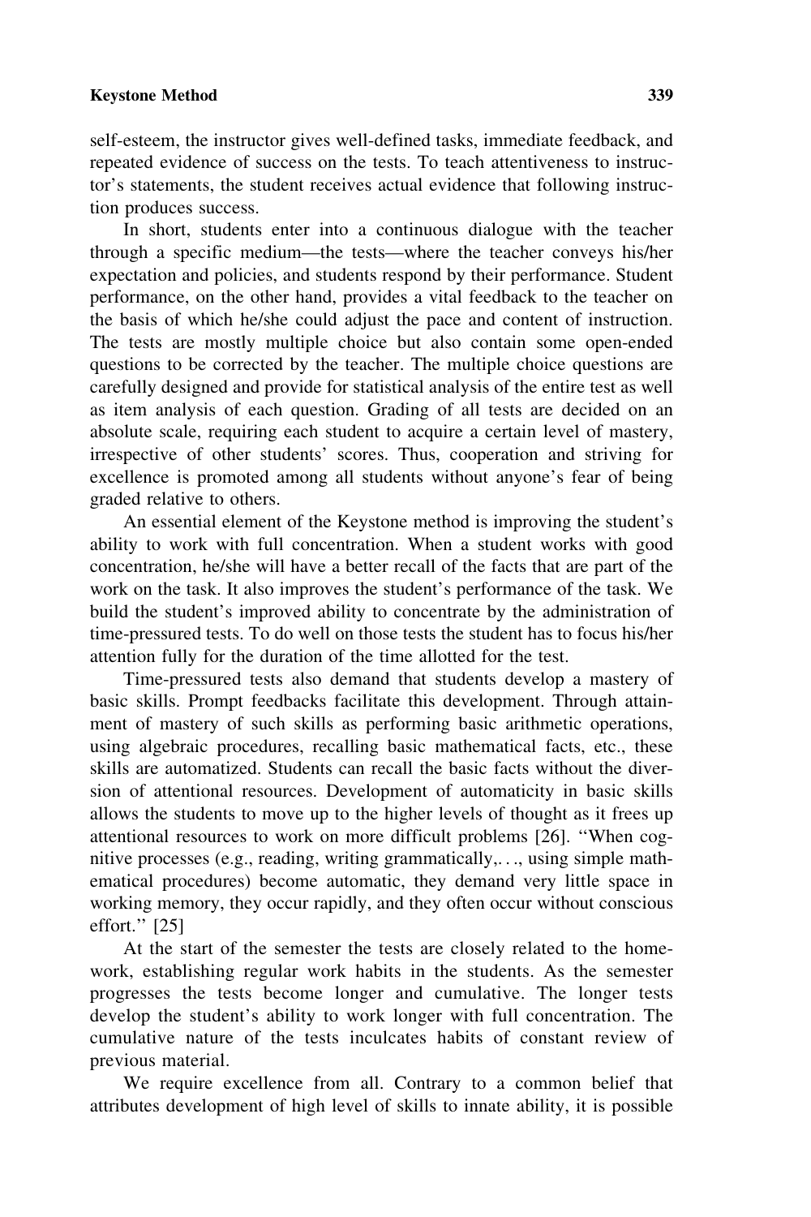self-esteem, the instructor gives well-defined tasks, immediate feedback, and repeated evidence of success on the tests. To teach attentiveness to instructor's statements, the student receives actual evidence that following instruction produces success.

In short, students enter into a continuous dialogue with the teacher through a specific medium—the tests—where the teacher conveys his/her expectation and policies, and students respond by their performance. Student performance, on the other hand, provides a vital feedback to the teacher on the basis of which he/she could adjust the pace and content of instruction. The tests are mostly multiple choice but also contain some open-ended questions to be corrected by the teacher. The multiple choice questions are carefully designed and provide for statistical analysis of the entire test as well as item analysis of each question. Grading of all tests are decided on an absolute scale, requiring each student to acquire a certain level of mastery, irrespective of other students' scores. Thus, cooperation and striving for excellence is promoted among all students without anyone's fear of being graded relative to others.

An essential element of the Keystone method is improving the student's ability to work with full concentration. When a student works with good concentration, he/she will have a better recall of the facts that are part of the work on the task. It also improves the student's performance of the task. We build the student's improved ability to concentrate by the administration of time-pressured tests. To do well on those tests the student has to focus his/her attention fully for the duration of the time allotted for the test.

Time-pressured tests also demand that students develop a mastery of basic skills. Prompt feedbacks facilitate this development. Through attainment of mastery of such skills as performing basic arithmetic operations, using algebraic procedures, recalling basic mathematical facts, etc., these skills are automatized. Students can recall the basic facts without the diversion of attentional resources. Development of automaticity in basic skills allows the students to move up to the higher levels of thought as it frees up attentional resources to work on more difficult problems [26]. "When cognitive processes (e.g., reading, writing grammatically,. . ., using simple mathematical procedures) become automatic, they demand very little space in working memory, they occur rapidly, and they often occur without conscious effort." [25]

At the start of the semester the tests are closely related to the homework, establishing regular work habits in the students. As the semester progresses the tests become longer and cumulative. The longer tests develop the student's ability to work longer with full concentration. The cumulative nature of the tests inculcates habits of constant review of previous material.

We require excellence from all. Contrary to a common belief that attributes development of high level of skills to innate ability, it is possible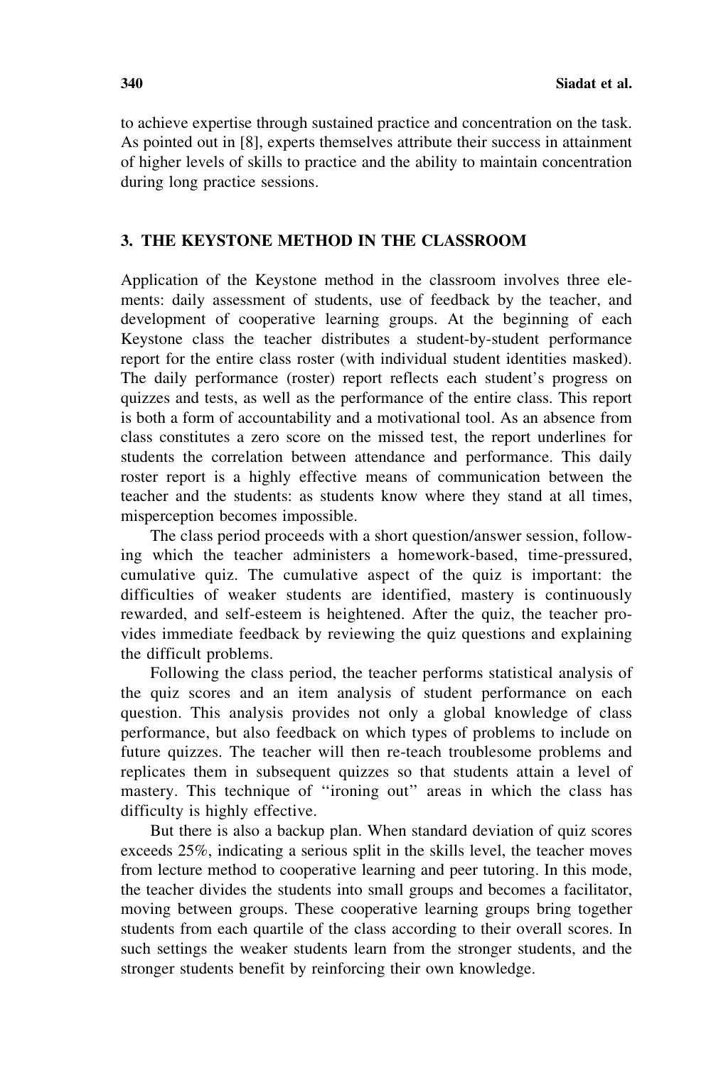to achieve expertise through sustained practice and concentration on the task. As pointed out in [8], experts themselves attribute their success in attainment of higher levels of skills to practice and the ability to maintain concentration during long practice sessions.

## 3. THE KEYSTONE METHOD IN THE CLASSROOM

Application of the Keystone method in the classroom involves three elements: daily assessment of students, use of feedback by the teacher, and development of cooperative learning groups. At the beginning of each Keystone class the teacher distributes a student-by-student performance report for the entire class roster (with individual student identities masked). The daily performance (roster) report reflects each student's progress on quizzes and tests, as well as the performance of the entire class. This report is both a form of accountability and a motivational tool. As an absence from class constitutes a zero score on the missed test, the report underlines for students the correlation between attendance and performance. This daily roster report is a highly effective means of communication between the teacher and the students: as students know where they stand at all times, misperception becomes impossible.

The class period proceeds with a short question/answer session, following which the teacher administers a homework-based, time-pressured, cumulative quiz. The cumulative aspect of the quiz is important: the difficulties of weaker students are identified, mastery is continuously rewarded, and self-esteem is heightened. After the quiz, the teacher provides immediate feedback by reviewing the quiz questions and explaining the difficult problems.

Following the class period, the teacher performs statistical analysis of the quiz scores and an item analysis of student performance on each question. This analysis provides not only a global knowledge of class performance, but also feedback on which types of problems to include on future quizzes. The teacher will then re-teach troublesome problems and replicates them in subsequent quizzes so that students attain a level of mastery. This technique of ''ironing out'' areas in which the class has difficulty is highly effective.

But there is also a backup plan. When standard deviation of quiz scores exceeds 25%, indicating a serious split in the skills level, the teacher moves from lecture method to cooperative learning and peer tutoring. In this mode, the teacher divides the students into small groups and becomes a facilitator, moving between groups. These cooperative learning groups bring together students from each quartile of the class according to their overall scores. In such settings the weaker students learn from the stronger students, and the stronger students benefit by reinforcing their own knowledge.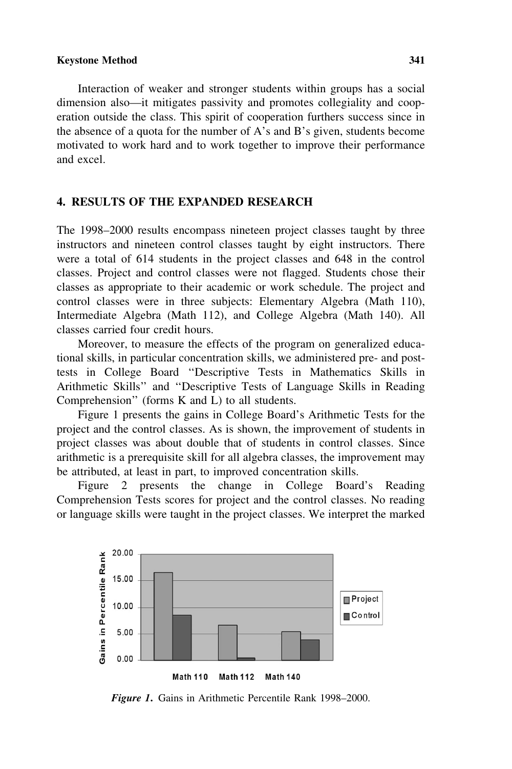Interaction of weaker and stronger students within groups has a social dimension also—it mitigates passivity and promotes collegiality and cooperation outside the class. This spirit of cooperation furthers success since in the absence of a quota for the number of A's and B's given, students become motivated to work hard and to work together to improve their performance and excel.

## 4. RESULTS OF THE EXPANDED RESEARCH

The 1998–2000 results encompass nineteen project classes taught by three instructors and nineteen control classes taught by eight instructors. There were a total of 614 students in the project classes and 648 in the control classes. Project and control classes were not flagged. Students chose their classes as appropriate to their academic or work schedule. The project and control classes were in three subjects: Elementary Algebra (Math 110), Intermediate Algebra (Math 112), and College Algebra (Math 140). All classes carried four credit hours.

Moreover, to measure the effects of the program on generalized educational skills, in particular concentration skills, we administered pre- and post-tests in College Board "Descriptive Tests in Mathematics Skills in Arithmetic Skills" and "Descriptive Tests of Language Skills in Reading Comprehension" (forms K and L) to all students.

Figure 1 presents the gains in College Board's Arithmetic Tests for the project and the control classes. As is shown, the improvement of students in project classes was about double that of students in control classes. Since arithmetic is a prerequisite skill for all algebra classes, the improvement may be attributed, at least in part, to improved concentration skills.

Figure 2 presents the change in College Board's Reading Comprehension Tests scores for project and the control classes. No reading or language skills were taught in the project classes. We interpret the marked

*Figure 1.* Gains in Arithmetic Percentile Rank 1998–2000.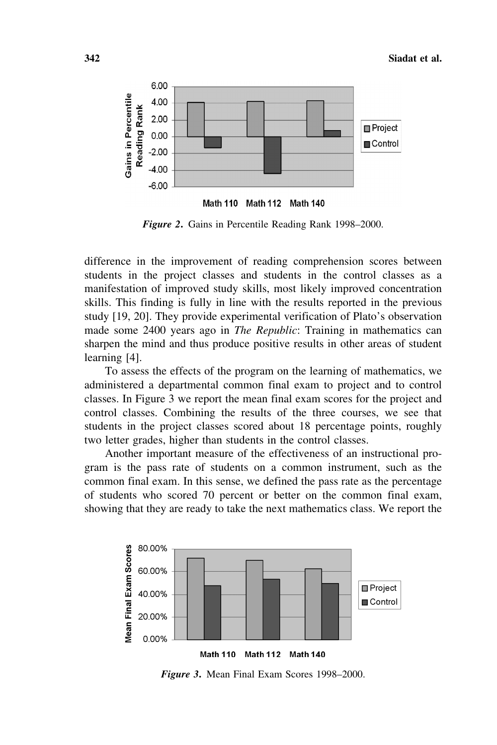*Figure 2*. Gains in Percentile Reading Rank 1998–2000.

difference in the improvement of reading comprehension scores between students in the project classes and students in the control classes as a manifestation of improved study skills, most likely improved concentration skills. This finding is fully in line with the results reported in the previous study [19, 20]. They provide experimental verification of Plato's observation made some 2400 years ago in *The Republic*: Training in mathematics can sharpen the mind and thus produce positive results in other areas of student learning [4].

To assess the effects of the program on the learning of mathematics, we administered a departmental common final exam to project and to control classes. In Figure 3 we report the mean final exam scores for the project and control classes. Combining the results of the three courses, we see that students in the project classes scored about 18 percentage points, roughly two letter grades, higher than students in the control classes.

Another important measure of the effectiveness of an instructional program is the pass rate of students on a common instrument, such as the common final exam. In this sense, we defined the pass rate as the percentage of students who scored 70 percent or better on the common final exam, showing that they are ready to take the next mathematics class. We report the

*Figure 3*. Mean Final Exam Scores 1998–2000.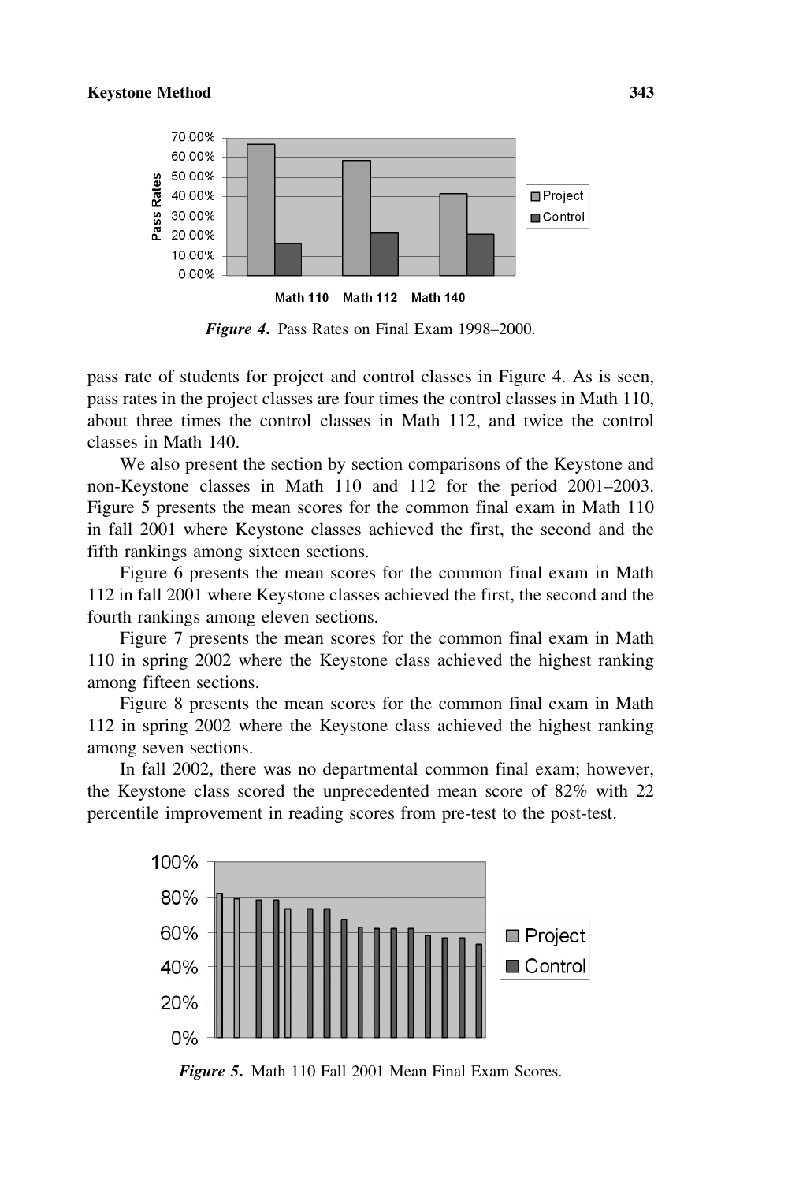*Figure 4.* Pass Rates on Final Exam 1998–2000.

pass rate of students for project and control classes in Figure 4. As is seen, pass rates in the project classes are four times the control classes in Math 110, about three times the control classes in Math 112, and twice the control classes in Math 140.

We also present the section by section comparisons of the Keystone and non-Keystone classes in Math 110 and 112 for the period 2001–2003. Figure 5 presents the mean scores for the common final exam in Math 110 in fall 2001 where Keystone classes achieved the first, the second and the fifth rankings among sixteen sections.

Figure 6 presents the mean scores for the common final exam in Math 112 in fall 2001 where Keystone classes achieved the first, the second and the fourth rankings among eleven sections.

Figure 7 presents the mean scores for the common final exam in Math 110 in spring 2002 where the Keystone class achieved the highest ranking among fifteen sections.

Figure 8 presents the mean scores for the common final exam in Math 112 in spring 2002 where the Keystone class achieved the highest ranking among seven sections.

In fall 2002, there was no departmental common final exam; however, the Keystone class scored the unprecedented mean score of 82% with 22 percentile improvement in reading scores from pre-test to the post-test.

*Figure 5.* Math 110 Fall 2001 Mean Final Exam Scores.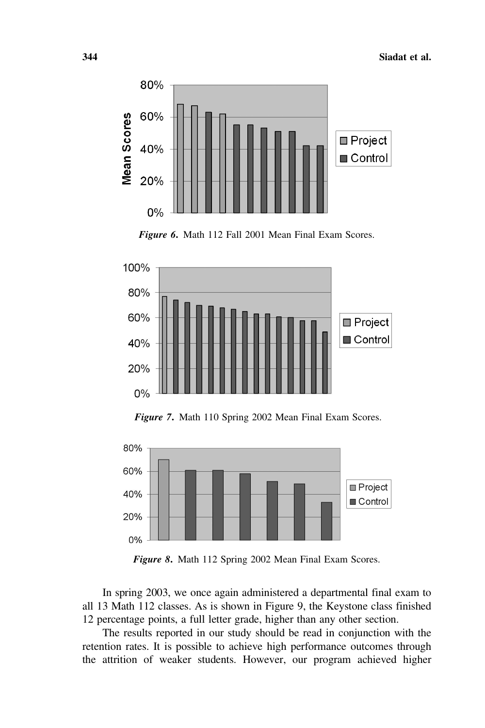*Figure 6*. Math 112 Fall 2001 Mean Final Exam Scores.

*Figure 7*. Math 110 Spring 2002 Mean Final Exam Scores.

*Figure 8*. Math 112 Spring 2002 Mean Final Exam Scores.

In spring 2003, we once again administered a departmental final exam to all 13 Math 112 classes. As is shown in Figure 9, the Keystone class finished 12 percentage points, a full letter grade, higher than any other section.

The results reported in our study should be read in conjunction with the retention rates. It is possible to achieve high performance outcomes through the attrition of weaker students. However, our program achieved higher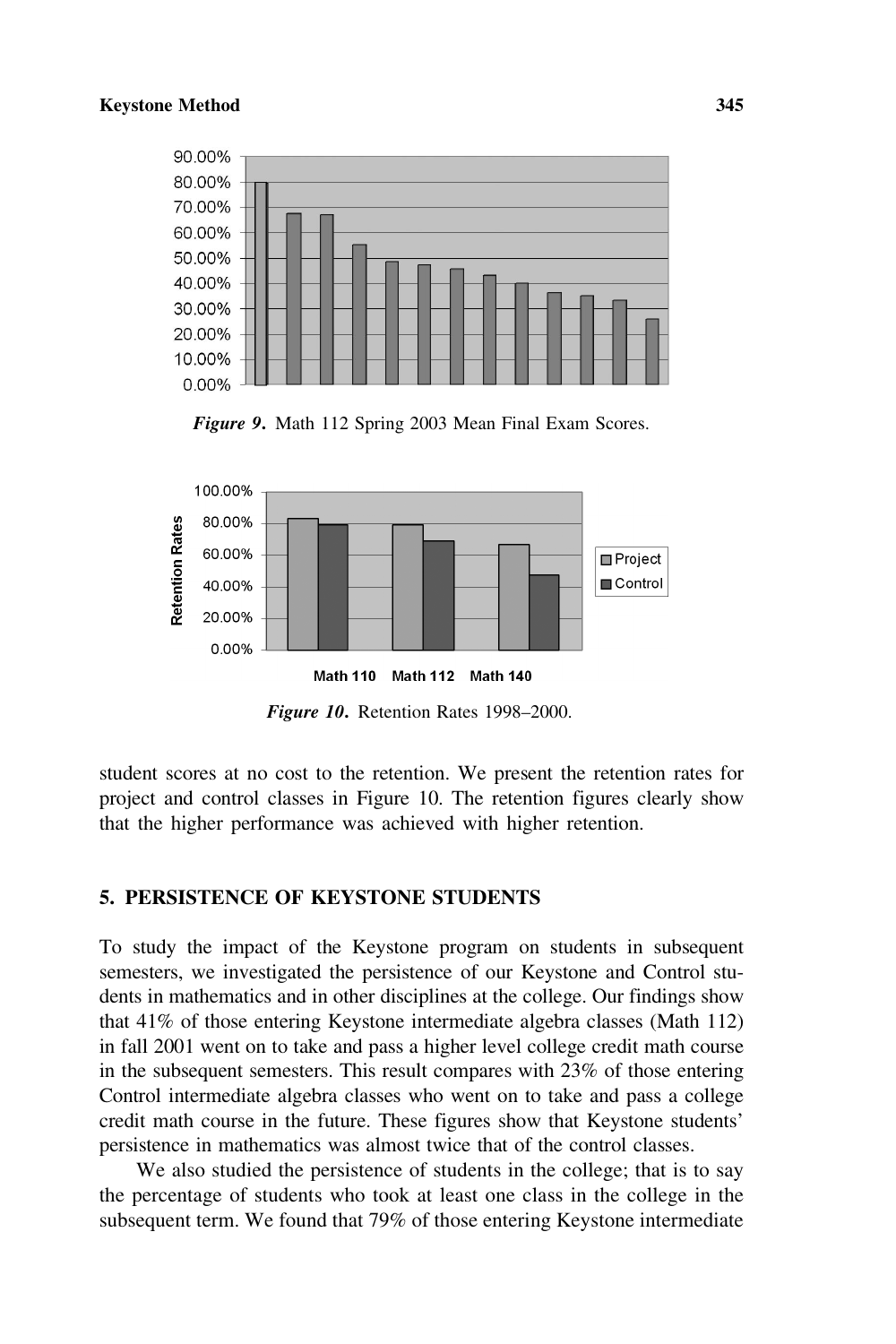*Figure 9*. Math 112 Spring 2003 Mean Final Exam Scores.

*Figure 10*. Retention Rates 1998–2000.

student scores at no cost to the retention. We present the retention rates for project and control classes in Figure 10. The retention figures clearly show that the higher performance was achieved with higher retention.

## 5. PERSISTENCE OF KEYSTONE STUDENTS

To study the impact of the Keystone program on students in subsequent semesters, we investigated the persistence of our Keystone and Control students in mathematics and in other disciplines at the college. Our findings show that 41% of those entering Keystone intermediate algebra classes (Math 112) in fall 2001 went on to take and pass a higher level college credit math course in the subsequent semesters. This result compares with 23% of those entering Control intermediate algebra classes who went on to take and pass a college credit math course in the future. These figures show that Keystone students' persistence in mathematics was almost twice that of the control classes.

We also studied the persistence of students in the college; that is to say the percentage of students who took at least one class in the college in the subsequent term. We found that 79% of those entering Keystone intermediate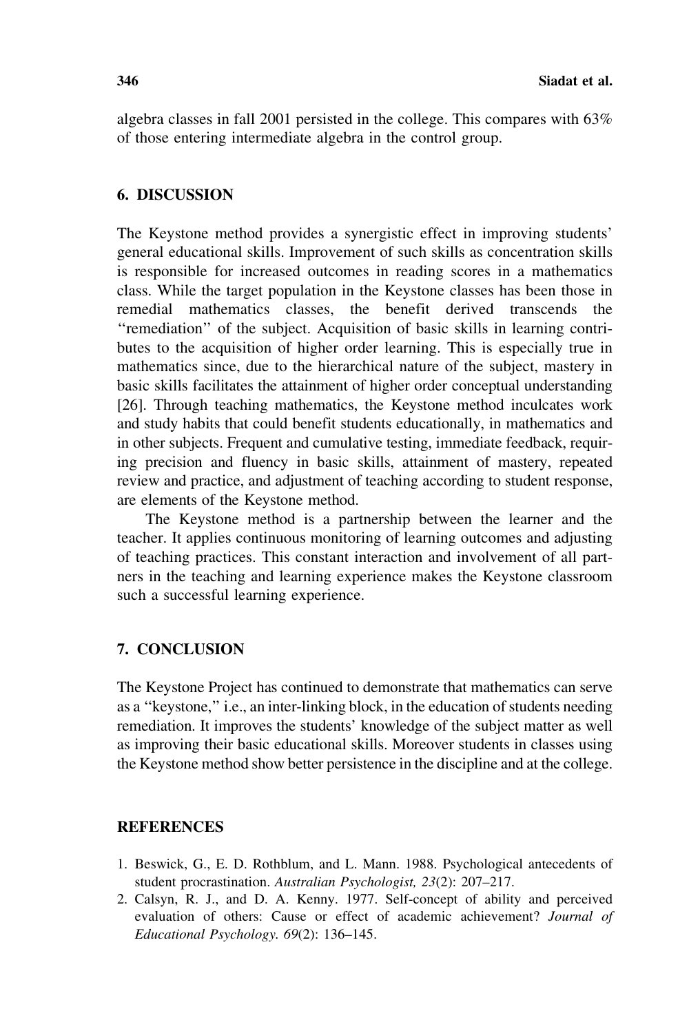algebra classes in fall 2001 persisted in the college. This compares with 63% of those entering intermediate algebra in the control group.

## 6. DISCUSSION

The Keystone method provides a synergistic effect in improving students' general educational skills. Improvement of such skills as concentration skills is responsible for increased outcomes in reading scores in a mathematics class. While the target population in the Keystone classes has been those in remedial mathematics classes, the benefit derived transcends the "remediation" of the subject. Acquisition of basic skills in learning contributes to the acquisition of higher order learning. This is especially true in mathematics since, due to the hierarchical nature of the subject, mastery in basic skills facilitates the attainment of higher order conceptual understanding [26]. Through teaching mathematics, the Keystone method inculcates work and study habits that could benefit students educationally, in mathematics and in other subjects. Frequent and cumulative testing, immediate feedback, requiring precision and fluency in basic skills, attainment of mastery, repeated review and practice, and adjustment of teaching according to student response, are elements of the Keystone method.

The Keystone method is a partnership between the learner and the teacher. It applies continuous monitoring of learning outcomes and adjusting of teaching practices. This constant interaction and involvement of all partners in the teaching and learning experience makes the Keystone classroom such a successful learning experience.

## 7. CONCLUSION

The Keystone Project has continued to demonstrate that mathematics can serve as a "keystone," i.e., an inter-linking block, in the education of students needing remediation. It improves the students' knowledge of the subject matter as well as improving their basic educational skills. Moreover students in classes using the Keystone method show better persistence in the discipline and at the college.

## REFERENCES

1. Beswick, G., E. D. Rothblum, and L. Mann. 1988. Psychological antecedents of student procrastination. *Australian Psychologist, 23*(2): 207–217.
2. Calsyn, R. J., and D. A. Kenny. 1977. Self-concept of ability and perceived evaluation of others: Cause or effect of academic achievement? *Journal of Educational Psychology. 69*(2): 136–145.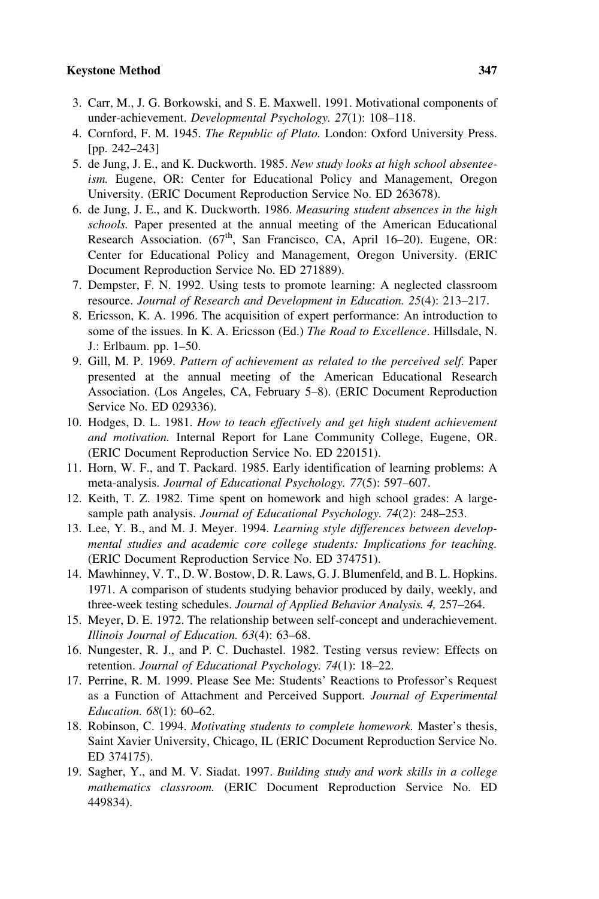3. Carr, M., J. G. Borkowski, and S. E. Maxwell. 1991. Motivational components of under-achievement. *Developmental Psychology. 27*(1): 108–118.
4. Cornford, F. M. 1945. *The Republic of Plato.* London: Oxford University Press. [pp. 242–243]
5. de Jung, J. E., and K. Duckworth. 1985. *New study looks at high school absenteeism.* Eugene, OR: Center for Educational Policy and Management, Oregon University. (ERIC Document Reproduction Service No. ED 263678).
6. de Jung, J. E., and K. Duckworth. 1986. *Measuring student absences in the high schools.* Paper presented at the annual meeting of the American Educational Research Association. (67th, San Francisco, CA, April 16–20). Eugene, OR: Center for Educational Policy and Management, Oregon University. (ERIC Document Reproduction Service No. ED 271889).
7. Dempster, F. N. 1992. Using tests to promote learning: A neglected classroom resource. *Journal of Research and Development in Education. 25*(4): 213–217.
8. Ericsson, K. A. 1996. The acquisition of expert performance: An introduction to some of the issues. In K. A. Ericsson (Ed.) *The Road to Excellence*. Hillsdale, N. J.: Erlbaum. pp. 1–50.
9. Gill, M. P. 1969. *Pattern of achievement as related to the perceived self.* Paper presented at the annual meeting of the American Educational Research Association. (Los Angeles, CA, February 5–8). (ERIC Document Reproduction Service No. ED 029336).
10. Hodges, D. L. 1981. *How to teach effectively and get high student achievement and motivation.* Internal Report for Lane Community College, Eugene, OR. (ERIC Document Reproduction Service No. ED 220151).
11. Horn, W. F., and T. Packard. 1985. Early identification of learning problems: A meta-analysis. *Journal of Educational Psychology. 77*(5): 597–607.
12. Keith, T. Z. 1982. Time spent on homework and high school grades: A large-sample path analysis. *Journal of Educational Psychology. 74*(2): 248–253.
13. Lee, Y. B., and M. J. Meyer. 1994. *Learning style differences between developmental studies and academic core college students: Implications for teaching.* (ERIC Document Reproduction Service No. ED 374751).
14. Mawhinney, V. T., D. W. Bostow, D. R. Laws, G. J. Blumenfeld, and B. L. Hopkins. 1971. A comparison of students studying behavior produced by daily, weekly, and three-week testing schedules. *Journal of Applied Behavior Analysis. 4,* 257–264.
15. Meyer, D. E. 1972. The relationship between self-concept and underachievement. *Illinois Journal of Education. 63*(4): 63–68.
16. Nungester, R. J., and P. C. Duchastel. 1982. Testing versus review: Effects on retention. *Journal of Educational Psychology. 74*(1): 18–22.
17. Perrine, R. M. 1999. Please See Me: Students' Reactions to Professor's Request as a Function of Attachment and Perceived Support. *Journal of Experimental Education. 68*(1): 60–62.
18. Robinson, C. 1994. *Motivating students to complete homework.* Master's thesis, Saint Xavier University, Chicago, IL (ERIC Document Reproduction Service No. ED 374175).
19. Sagher, Y., and M. V. Siadat. 1997. *Building study and work skills in a college mathematics classroom.* (ERIC Document Reproduction Service No. ED 449834).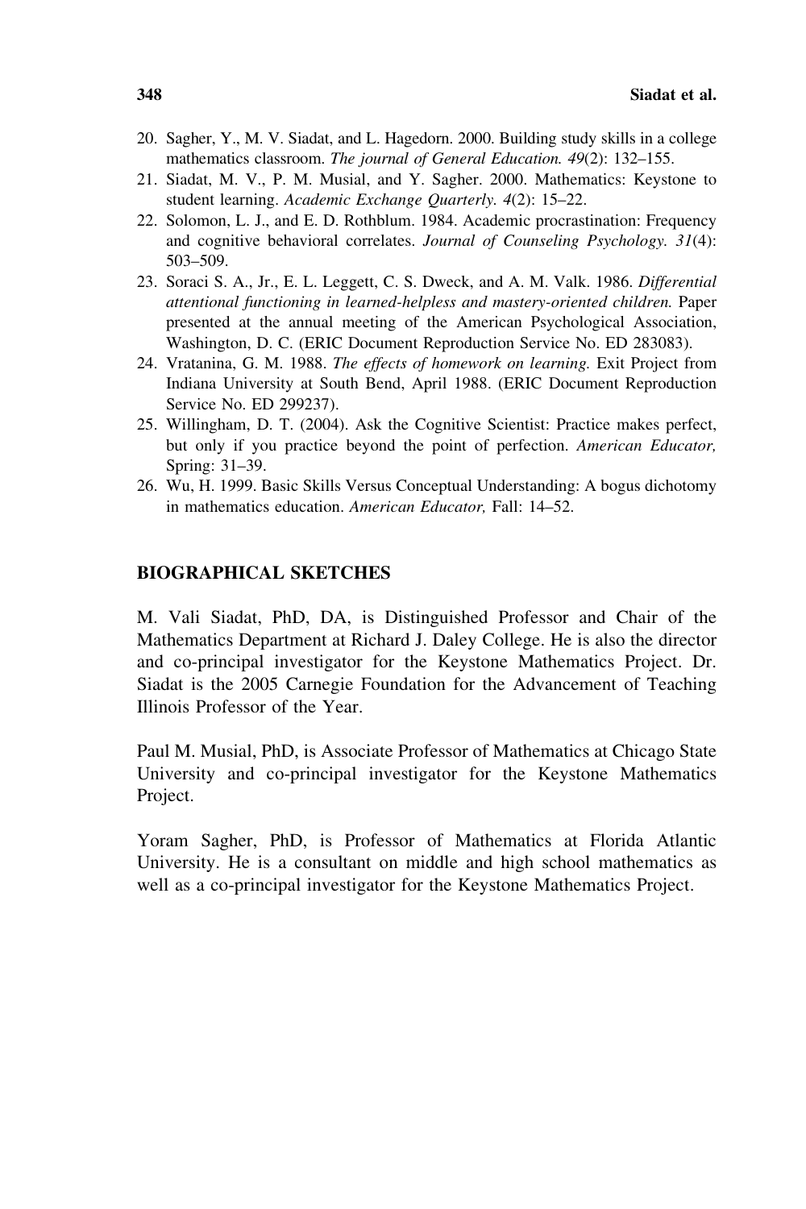20. Sagher, Y., M. V. Siadat, and L. Hagedorn. 2000. Building study skills in a college mathematics classroom. *The journal of General Education. 49*(2): 132–155.
21. Siadat, M. V., P. M. Musial, and Y. Sagher. 2000. Mathematics: Keystone to student learning. *Academic Exchange Quarterly. 4*(2): 15–22.
22. Solomon, L. J., and E. D. Rothblum. 1984. Academic procrastination: Frequency and cognitive behavioral correlates. *Journal of Counseling Psychology. 31*(4): 503–509.
23. Soraci S. A., Jr., E. L. Leggett, C. S. Dweck, and A. M. Valk. 1986. *Differential attentional functioning in learned-helpless and mastery-oriented children.* Paper presented at the annual meeting of the American Psychological Association, Washington, D. C. (ERIC Document Reproduction Service No. ED 283083).
24. Vratanina, G. M. 1988. *The effects of homework on learning.* Exit Project from Indiana University at South Bend, April 1988. (ERIC Document Reproduction Service No. ED 299237).
25. Willingham, D. T. (2004). Ask the Cognitive Scientist: Practice makes perfect, but only if you practice beyond the point of perfection. *American Educator,* Spring: 31–39.
26. Wu, H. 1999. Basic Skills Versus Conceptual Understanding: A bogus dichotomy in mathematics education. *American Educator,* Fall: 14–52.

## BIOGRAPHICAL SKETCHES

M. Vali Siadat, PhD, DA, is Distinguished Professor and Chair of the Mathematics Department at Richard J. Daley College. He is also the director and co-principal investigator for the Keystone Mathematics Project. Dr. Siadat is the 2005 Carnegie Foundation for the Advancement of Teaching Illinois Professor of the Year.

Paul M. Musial, PhD, is Associate Professor of Mathematics at Chicago State University and co-principal investigator for the Keystone Mathematics Project.

Yoram Sagher, PhD, is Professor of Mathematics at Florida Atlantic University. He is a consultant on middle and high school mathematics as well as a co-principal investigator for the Keystone Mathematics Project.